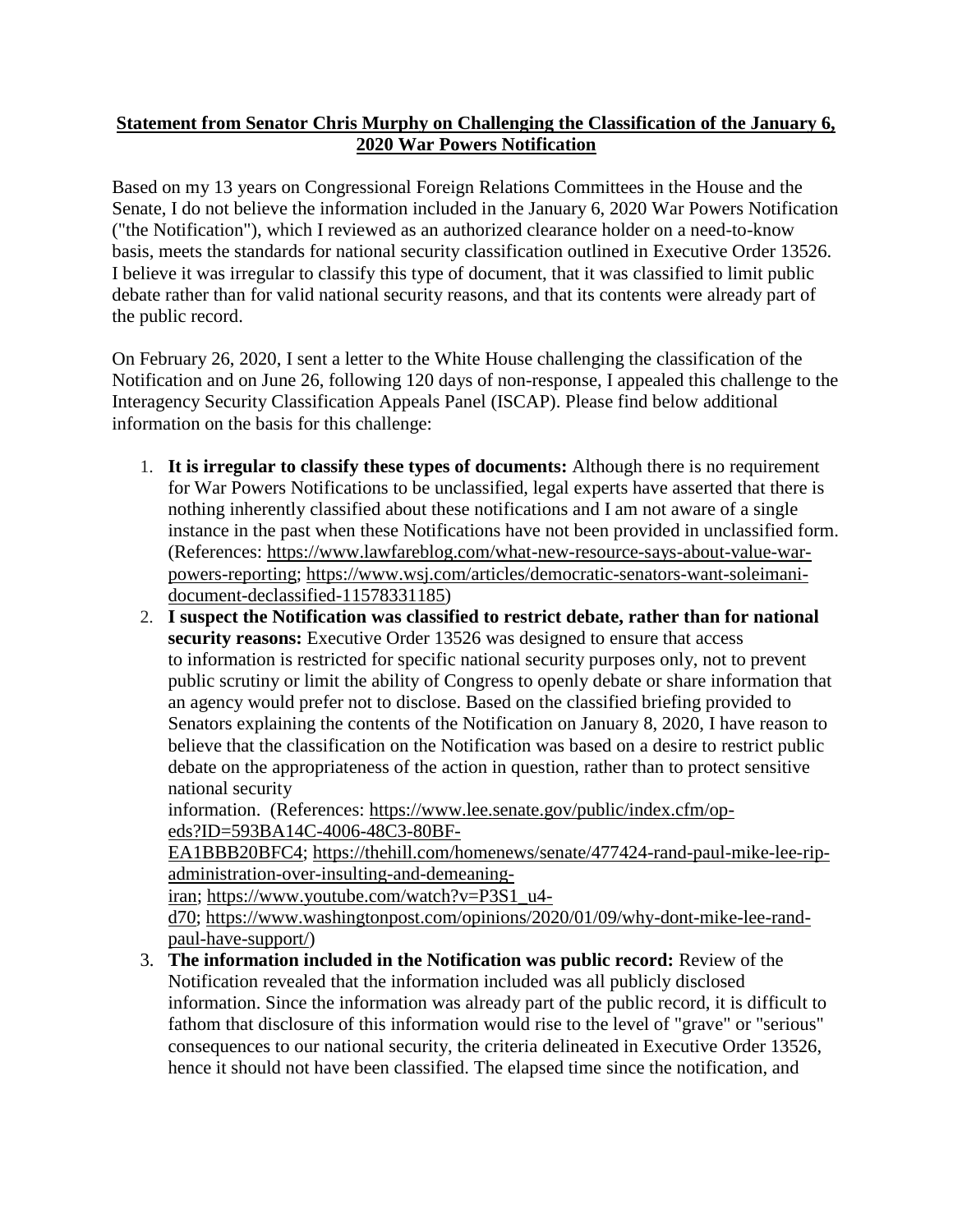**Statement from Senator Chris Murphy on Challenging the Classification of the January 6, 2020 War Powers Notification**

Based on my 13 years on Congressional Foreign Relations Committees in the House and the Senate, I do not believe the information included in the January 6, 2020 War Powers Notification ("the Notification"), which I reviewed as an authorized clearance holder on a need-to-know basis, meets the standards for national security classification outlined in Executive Order 13526. I believe it was irregular to classify this type of document, that it was classified to limit public debate rather than for valid national security reasons, and that its contents were already part of the public record.

On February 26, 2020, I sent a letter to the White House challenging the classification of the Notification and on June 26, following 120 days of non-response, I appealed this challenge to the Interagency Security Classification Appeals Panel (ISCAP). Please find below additional information on the basis for this challenge:

1. **It is irregular to classify these types of documents:** Although there is no requirement for War Powers Notifications to be unclassified, legal experts have asserted that there is nothing inherently classified about these notifications and I am not aware of a single instance in the past when these Notifications have not been provided in unclassified form. (References: https://www.lawfareblog.com/what-new-resource-says-about-value-war-powers-reporting; https://www.wsj.com/articles/democratic-senators-want-soleimani-document-declassified-11578331185)
2. **I suspect the Notification was classified to restrict debate, rather than for national security reasons:** Executive Order 13526 was designed to ensure that access to information is restricted for specific national security purposes only, not to prevent public scrutiny or limit the ability of Congress to openly debate or share information that an agency would prefer not to disclose. Based on the classified briefing provided to Senators explaining the contents of the Notification on January 8, 2020, I have reason to believe that the classification on the Notification was based on a desire to restrict public debate on the appropriateness of the action in question, rather than to protect sensitive national security information. (References: https://www.lee.senate.gov/public/index.cfm/op-eds?ID=593BA14C-4006-48C3-80BF-EA1BBB20BFC4; https://thehill.com/homenews/senate/477424-rand-paul-mike-lee-rip-administration-over-insulting-and-demeaning-iran; https://www.youtube.com/watch?v=P3S1_u4-d70; https://www.washingtonpost.com/opinions/2020/01/09/why-dont-mike-lee-rand-paul-have-support/)
3. **The information included in the Notification was public record:** Review of the Notification revealed that the information included was all publicly disclosed information. Since the information was already part of the public record, it is difficult to fathom that disclosure of this information would rise to the level of "grave" or "serious" consequences to our national security, the criteria delineated in Executive Order 13526, hence it should not have been classified. The elapsed time since the notification, and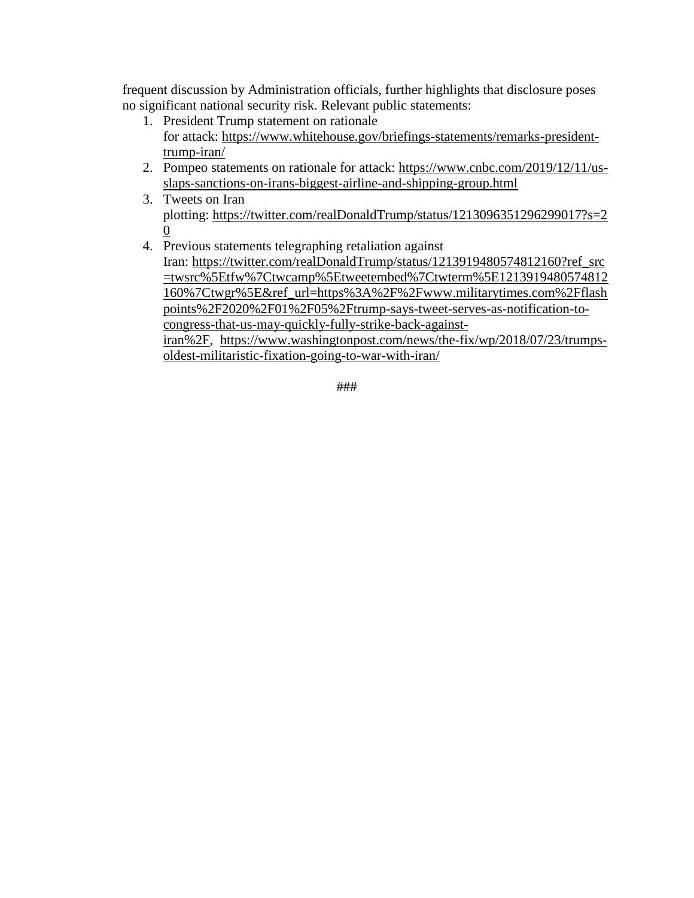frequent discussion by Administration officials, further highlights that disclosure poses no significant national security risk. Relevant public statements:

1. President Trump statement on rationale for attack: https://www.whitehouse.gov/briefings-statements/remarks-president-trump-iran/
2. Pompeo statements on rationale for attack: https://www.cnbc.com/2019/12/11/us-slaps-sanctions-on-irans-biggest-airline-and-shipping-group.html
3. Tweets on Iran plotting: https://twitter.com/realDonaldTrump/status/1213096351296299017?s=20
4. Previous statements telegraphing retaliation against Iran: https://twitter.com/realDonaldTrump/status/1213919480574812160?ref_src=twsrc%5Etfw%7Ctwcamp%5Etweetembed%7Ctwterm%5E1213919480574812160%7Ctwgr%5E&ref_url=https%3A%2F%2Fwww.militarytimes.com%2Fflashpoints%2F2020%2F01%2F05%2Ftrump-says-tweet-serves-as-notification-to-congress-that-us-may-quickly-fully-strike-back-against-iran%2F, https://www.washingtonpost.com/news/the-fix/wp/2018/07/23/trumps-oldest-militaristic-fixation-going-to-war-with-iran/

###